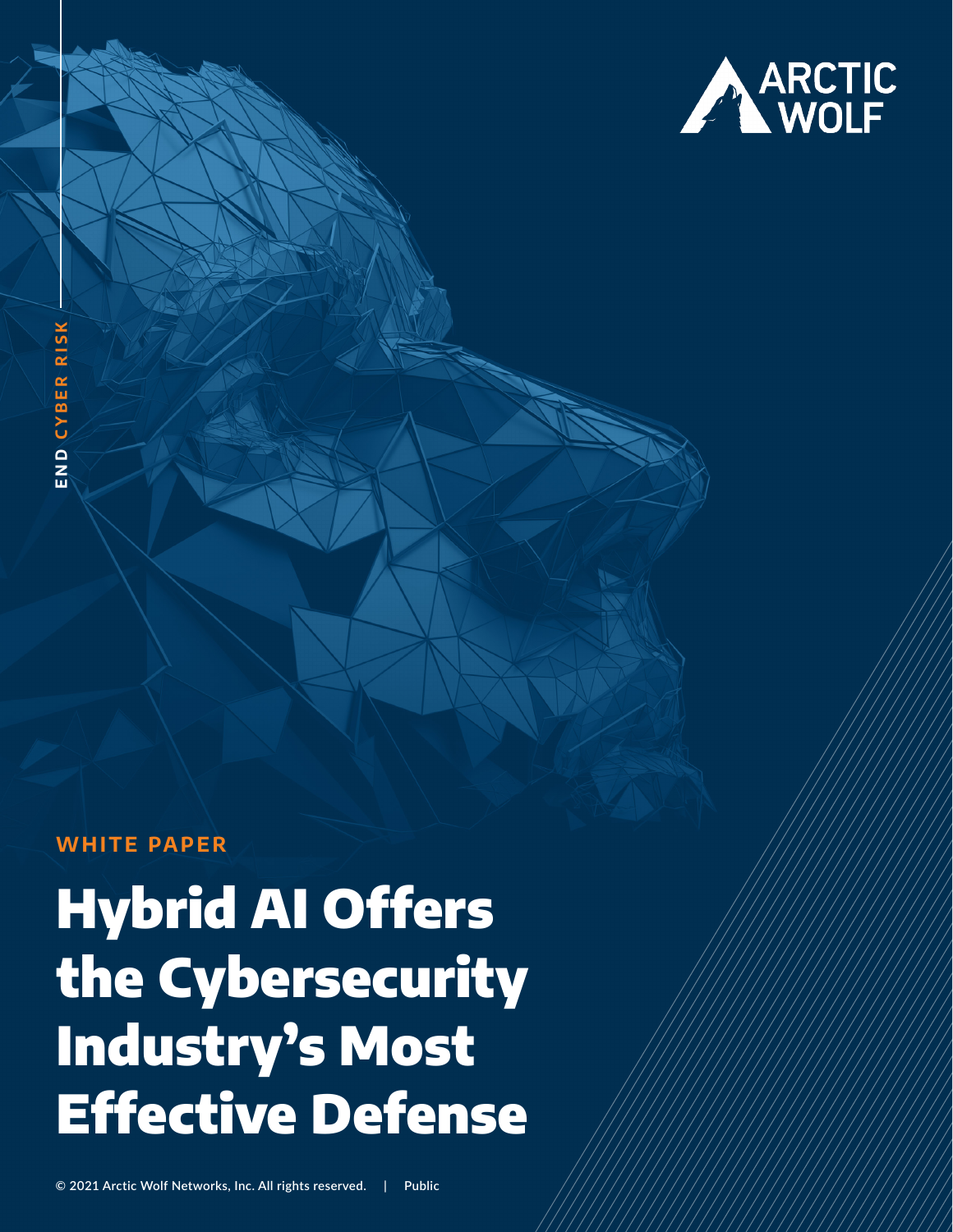ARCTIC WOLF

END CYBER RISK

WHITE PAPER

# Hybrid AI Offers the Cybersecurity Industry's Most Effective Defense

© 2021 Arctic Wolf Networks, Inc. All rights reserved. | Public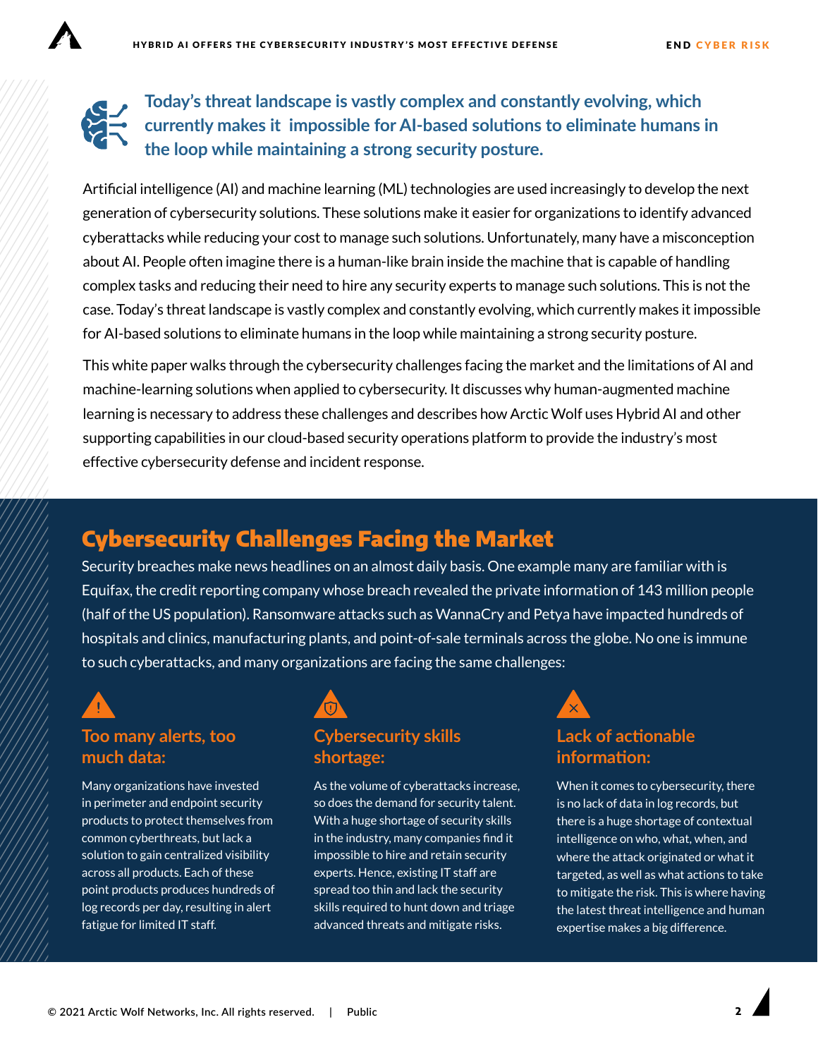**Today's threat landscape is vastly complex and constantly evolving, which currently makes it impossible for AI-based solutions to eliminate humans in the loop while maintaining a strong security posture.**

Artificial intelligence (AI) and machine learning (ML) technologies are used increasingly to develop the next generation of cybersecurity solutions. These solutions make it easier for organizations to identify advanced cyberattacks while reducing your cost to manage such solutions. Unfortunately, many have a misconception about AI. People often imagine there is a human-like brain inside the machine that is capable of handling complex tasks and reducing their need to hire any security experts to manage such solutions. This is not the case. Today's threat landscape is vastly complex and constantly evolving, which currently makes it impossible for AI-based solutions to eliminate humans in the loop while maintaining a strong security posture.

This white paper walks through the cybersecurity challenges facing the market and the limitations of AI and machine-learning solutions when applied to cybersecurity. It discusses why human-augmented machine learning is necessary to address these challenges and describes how Arctic Wolf uses Hybrid AI and other supporting capabilities in our cloud-based security operations platform to provide the industry's most effective cybersecurity defense and incident response.

## Cybersecurity Challenges Facing the Market

Security breaches make news headlines on an almost daily basis. One example many are familiar with is Equifax, the credit reporting company whose breach revealed the private information of 143 million people (half of the US population). Ransomware attacks such as WannaCry and Petya have impacted hundreds of hospitals and clinics, manufacturing plants, and point-of-sale terminals across the globe. No one is immune to such cyberattacks, and many organizations are facing the same challenges:

### Too many alerts, too much data:

Many organizations have invested in perimeter and endpoint security products to protect themselves from common cyberthreats, but lack a solution to gain centralized visibility across all products. Each of these point products produces hundreds of log records per day, resulting in alert fatigue for limited IT staff.

### Cybersecurity skills shortage:

As the volume of cyberattacks increase, so does the demand for security talent. With a huge shortage of security skills in the industry, many companies find it impossible to hire and retain security experts. Hence, existing IT staff are spread too thin and lack the security skills required to hunt down and triage advanced threats and mitigate risks.

### Lack of actionable information:

When it comes to cybersecurity, there is no lack of data in log records, but there is a huge shortage of contextual intelligence on who, what, when, and where the attack originated or what it targeted, as well as what actions to take to mitigate the risk. This is where having the latest threat intelligence and human expertise makes a big difference.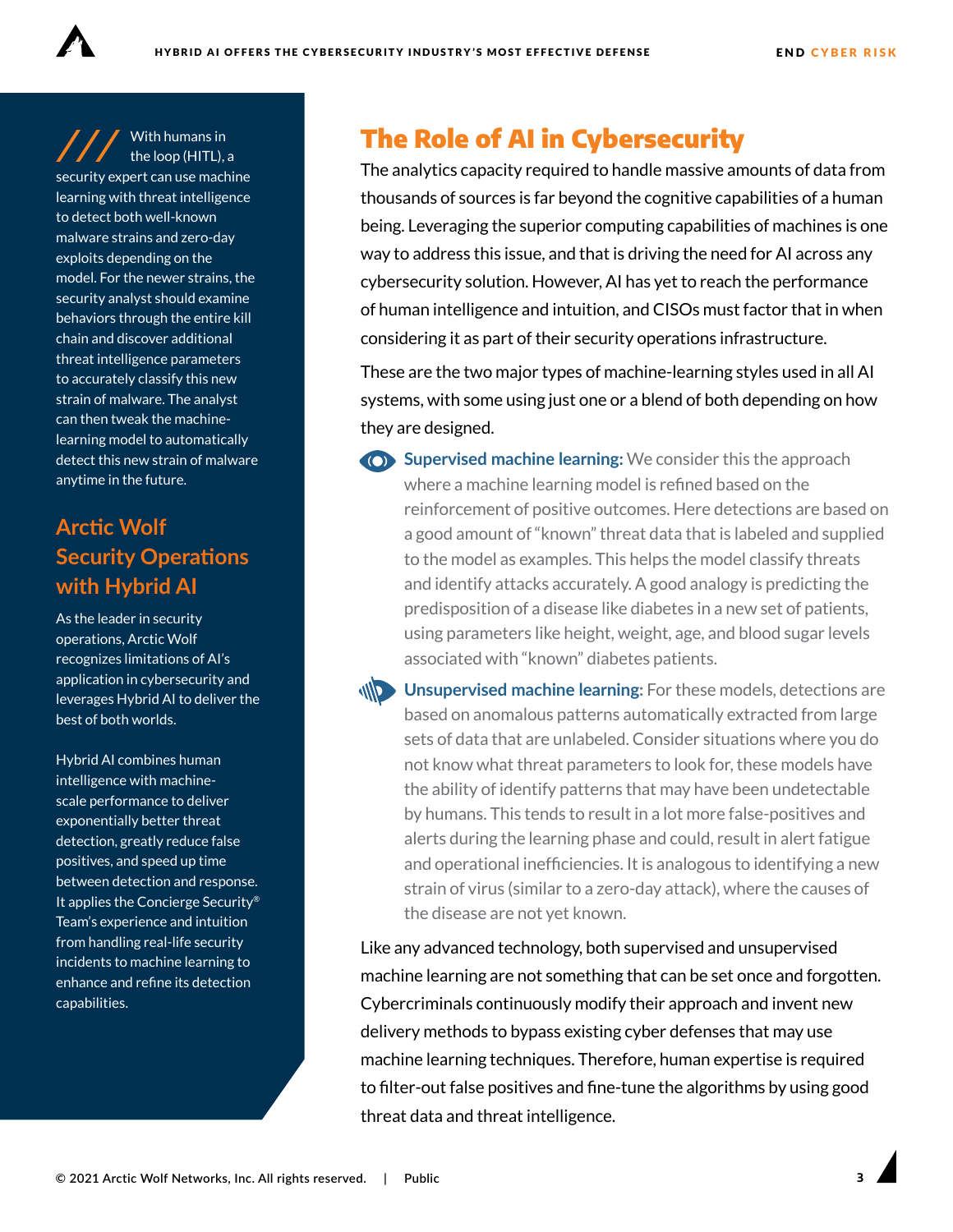## The Role of AI in Cybersecurity

The analytics capacity required to handle massive amounts of data from thousands of sources is far beyond the cognitive capabilities of a human being. Leveraging the superior computing capabilities of machines is one way to address this issue, and that is driving the need for AI across any cybersecurity solution. However, AI has yet to reach the performance of human intelligence and intuition, and CISOs must factor that in when considering it as part of their security operations infrastructure.

These are the two major types of machine-learning styles used in all AI systems, with some using just one or a blend of both depending on how they are designed.

- **Supervised machine learning:** We consider this the approach where a machine learning model is refined based on the reinforcement of positive outcomes. Here detections are based on a good amount of "known" threat data that is labeled and supplied to the model as examples. This helps the model classify threats and identify attacks accurately. A good analogy is predicting the predisposition of a disease like diabetes in a new set of patients, using parameters like height, weight, age, and blood sugar levels associated with "known" diabetes patients.
- **Unsupervised machine learning:** For these models, detections are based on anomalous patterns automatically extracted from large sets of data that are unlabeled. Consider situations where you do not know what threat parameters to look for, these models have the ability of identify patterns that may have been undetectable by humans. This tends to result in a lot more false-positives and alerts during the learning phase and could, result in alert fatigue and operational inefficiencies. It is analogous to identifying a new strain of virus (similar to a zero-day attack), where the causes of the disease are not yet known.

Like any advanced technology, both supervised and unsupervised machine learning are not something that can be set once and forgotten. Cybercriminals continuously modify their approach and invent new delivery methods to bypass existing cyber defenses that may use machine learning techniques. Therefore, human expertise is required to filter-out false positives and fine-tune the algorithms by using good threat data and threat intelligence.

/// With humans in the loop (HITL), a security expert can use machine learning with threat intelligence to detect both well-known malware strains and zero-day exploits depending on the model. For the newer strains, the security analyst should examine behaviors through the entire kill chain and discover additional threat intelligence parameters to accurately classify this new strain of malware. The analyst can then tweak the machine-learning model to automatically detect this new strain of malware anytime in the future.

## Arctic Wolf Security Operations with Hybrid AI

As the leader in security operations, Arctic Wolf recognizes limitations of AI's application in cybersecurity and leverages Hybrid AI to deliver the best of both worlds.

Hybrid AI combines human intelligence with machine-scale performance to deliver exponentially better threat detection, greatly reduce false positives, and speed up time between detection and response. It applies the Concierge Security® Team's experience and intuition from handling real-life security incidents to machine learning to enhance and refine its detection capabilities.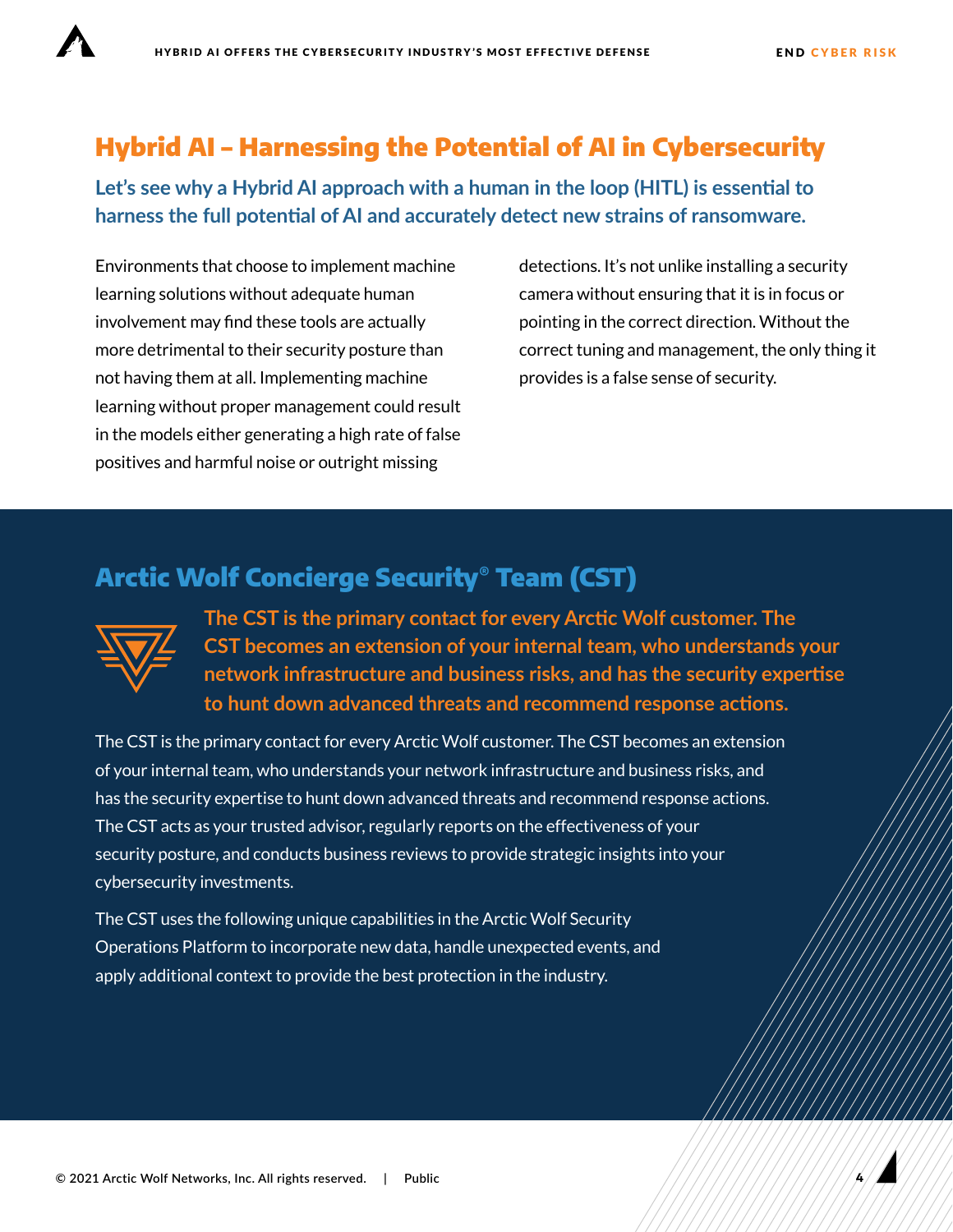## Hybrid AI – Harnessing the Potential of AI in Cybersecurity

### Let's see why a Hybrid AI approach with a human in the loop (HITL) is essential to harness the full potential of AI and accurately detect new strains of ransomware.

Environments that choose to implement machine learning solutions without adequate human involvement may find these tools are actually more detrimental to their security posture than not having them at all. Implementing machine learning without proper management could result in the models either generating a high rate of false positives and harmful noise or outright missing detections. It's not unlike installing a security camera without ensuring that it is in focus or pointing in the correct direction. Without the correct tuning and management, the only thing it provides is a false sense of security.

## Arctic Wolf Concierge Security® Team (CST)

**The CST is the primary contact for every Arctic Wolf customer. The CST becomes an extension of your internal team, who understands your network infrastructure and business risks, and has the security expertise to hunt down advanced threats and recommend response actions.**

The CST is the primary contact for every Arctic Wolf customer. The CST becomes an extension of your internal team, who understands your network infrastructure and business risks, and has the security expertise to hunt down advanced threats and recommend response actions. The CST acts as your trusted advisor, regularly reports on the effectiveness of your security posture, and conducts business reviews to provide strategic insights into your cybersecurity investments.

The CST uses the following unique capabilities in the Arctic Wolf Security Operations Platform to incorporate new data, handle unexpected events, and apply additional context to provide the best protection in the industry.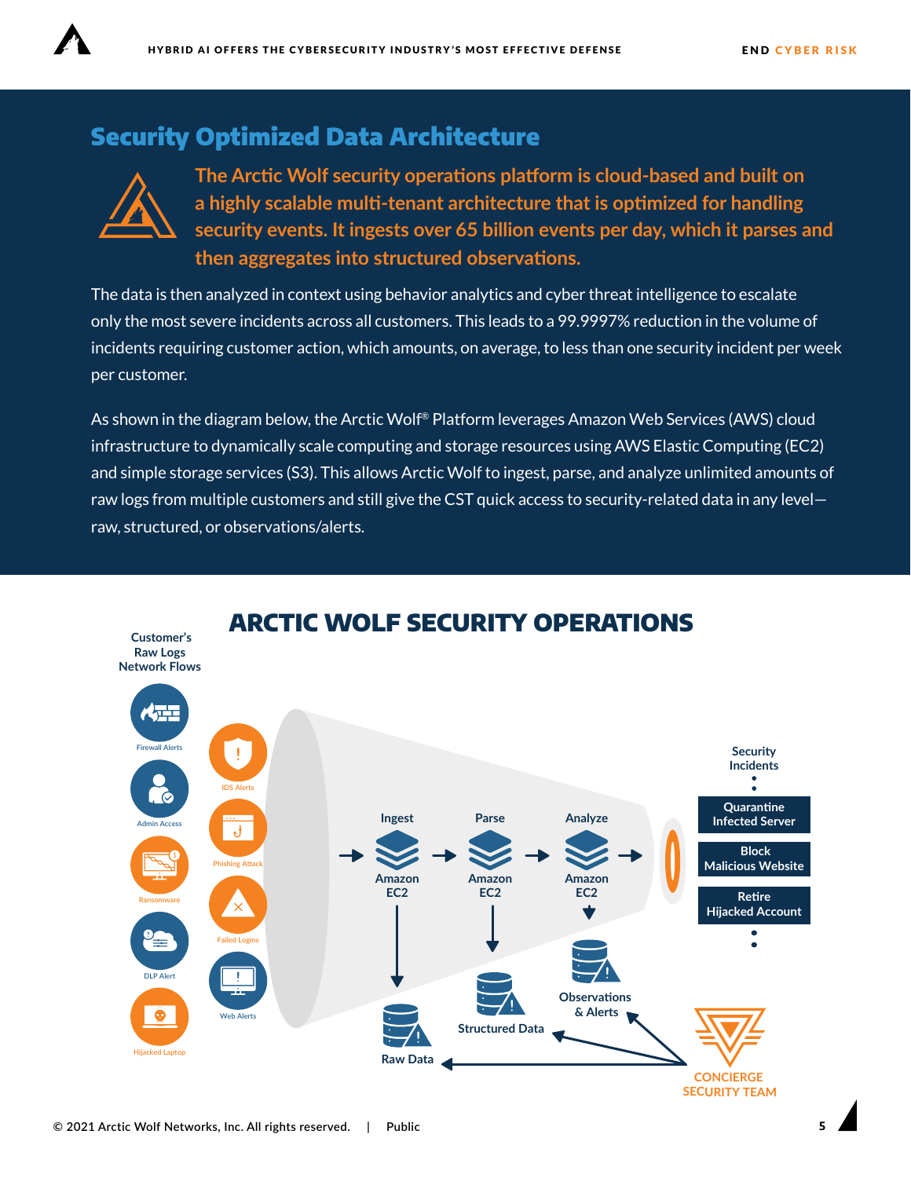## Security Optimized Data Architecture

**The Arctic Wolf security operations platform is cloud-based and built on a highly scalable multi-tenant architecture that is optimized for handling security events. It ingests over 65 billion events per day, which it parses and then aggregates into structured observations.**

The data is then analyzed in context using behavior analytics and cyber threat intelligence to escalate only the most severe incidents across all customers. This leads to a 99.9997% reduction in the volume of incidents requiring customer action, which amounts, on average, to less than one security incident per week per customer.

As shown in the diagram below, the Arctic Wolf® Platform leverages Amazon Web Services (AWS) cloud infrastructure to dynamically scale computing and storage resources using AWS Elastic Computing (EC2) and simple storage services (S3). This allows Arctic Wolf to ingest, parse, and analyze unlimited amounts of raw logs from multiple customers and still give the CST quick access to security-related data in any level—raw, structured, or observations/alerts.

## ARCTIC WOLF SECURITY OPERATIONS

Customer's Raw Logs Network Flows

Firewall Alerts · IDS Alerts · Admin Access · Phishing Attack · Ransomware · Failed Logins · DLP Alert · Web Alerts · Hijacked Laptop

Ingest → Parse → Analyze

Amazon EC2 · Amazon EC2 · Amazon EC2

Raw Data · Structured Data · Observations & Alerts

Security Incidents

- Quarantine Infected Server
- Block Malicious Website
- Retire Hijacked Account

CONCIERGE SECURITY TEAM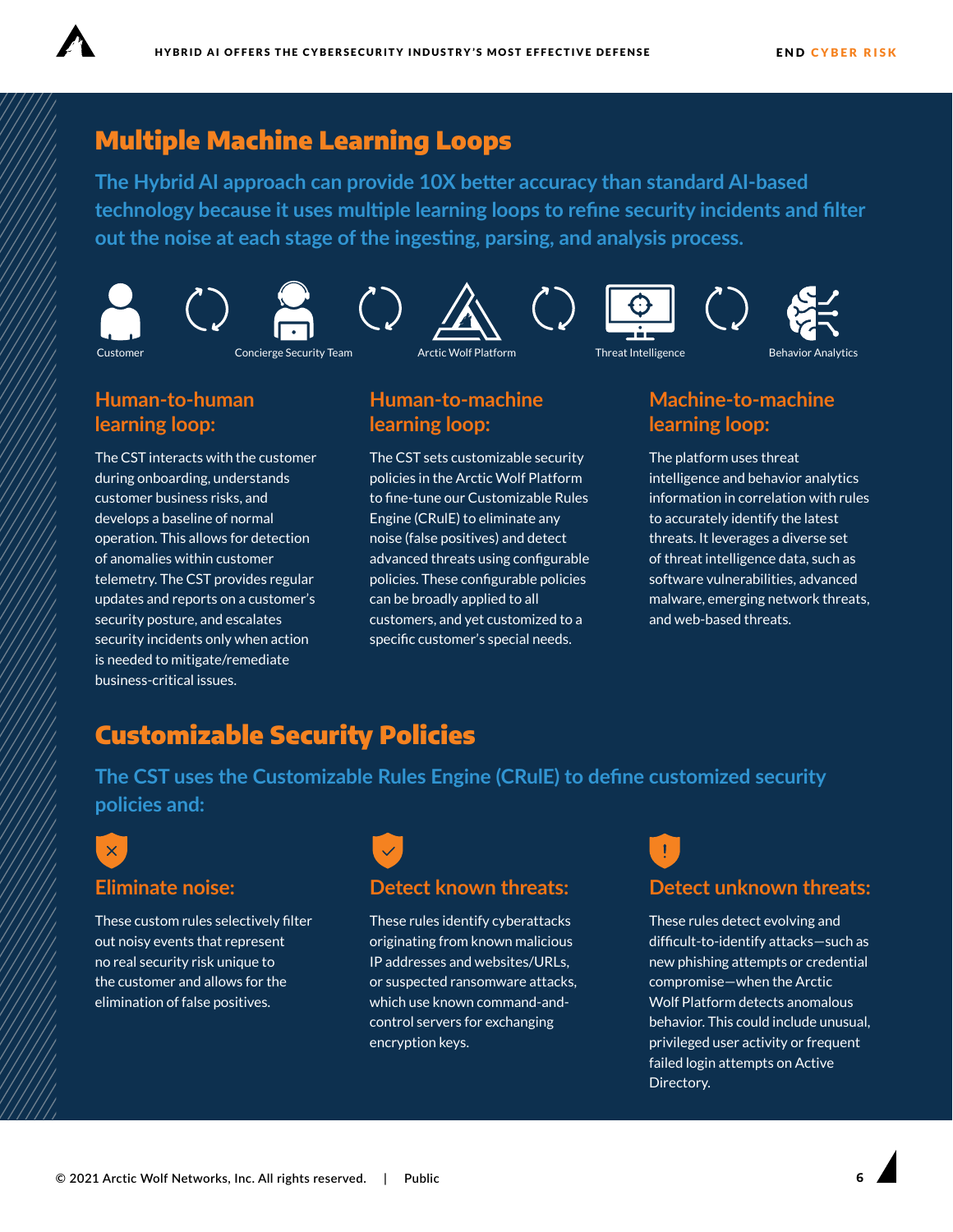## Multiple Machine Learning Loops

The Hybrid AI approach can provide 10X better accuracy than standard AI-based technology because it uses multiple learning loops to refine security incidents and filter out the noise at each stage of the ingesting, parsing, and analysis process.

Customer — Concierge Security Team — Arctic Wolf Platform — Threat Intelligence — Behavior Analytics

### Human-to-human learning loop:

The CST interacts with the customer during onboarding, understands customer business risks, and develops a baseline of normal operation. This allows for detection of anomalies within customer telemetry. The CST provides regular updates and reports on a customer's security posture, and escalates security incidents only when action is needed to mitigate/remediate business-critical issues.

### Human-to-machine learning loop:

The CST sets customizable security policies in the Arctic Wolf Platform to fine-tune our Customizable Rules Engine (CRulE) to eliminate any noise (false positives) and detect advanced threats using configurable policies. These configurable policies can be broadly applied to all customers, and yet customized to a specific customer's special needs.

### Machine-to-machine learning loop:

The platform uses threat intelligence and behavior analytics information in correlation with rules to accurately identify the latest threats. It leverages a diverse set of threat intelligence data, such as software vulnerabilities, advanced malware, emerging network threats, and web-based threats.

## Customizable Security Policies

The CST uses the Customizable Rules Engine (CRulE) to define customized security policies and:

### Eliminate noise:

These custom rules selectively filter out noisy events that represent no real security risk unique to the customer and allows for the elimination of false positives.

### Detect known threats:

These rules identify cyberattacks originating from known malicious IP addresses and websites/URLs, or suspected ransomware attacks, which use known command-and-control servers for exchanging encryption keys.

### Detect unknown threats:

These rules detect evolving and difficult-to-identify attacks—such as new phishing attempts or credential compromise—when the Arctic Wolf Platform detects anomalous behavior. This could include unusual, privileged user activity or frequent failed login attempts on Active Directory.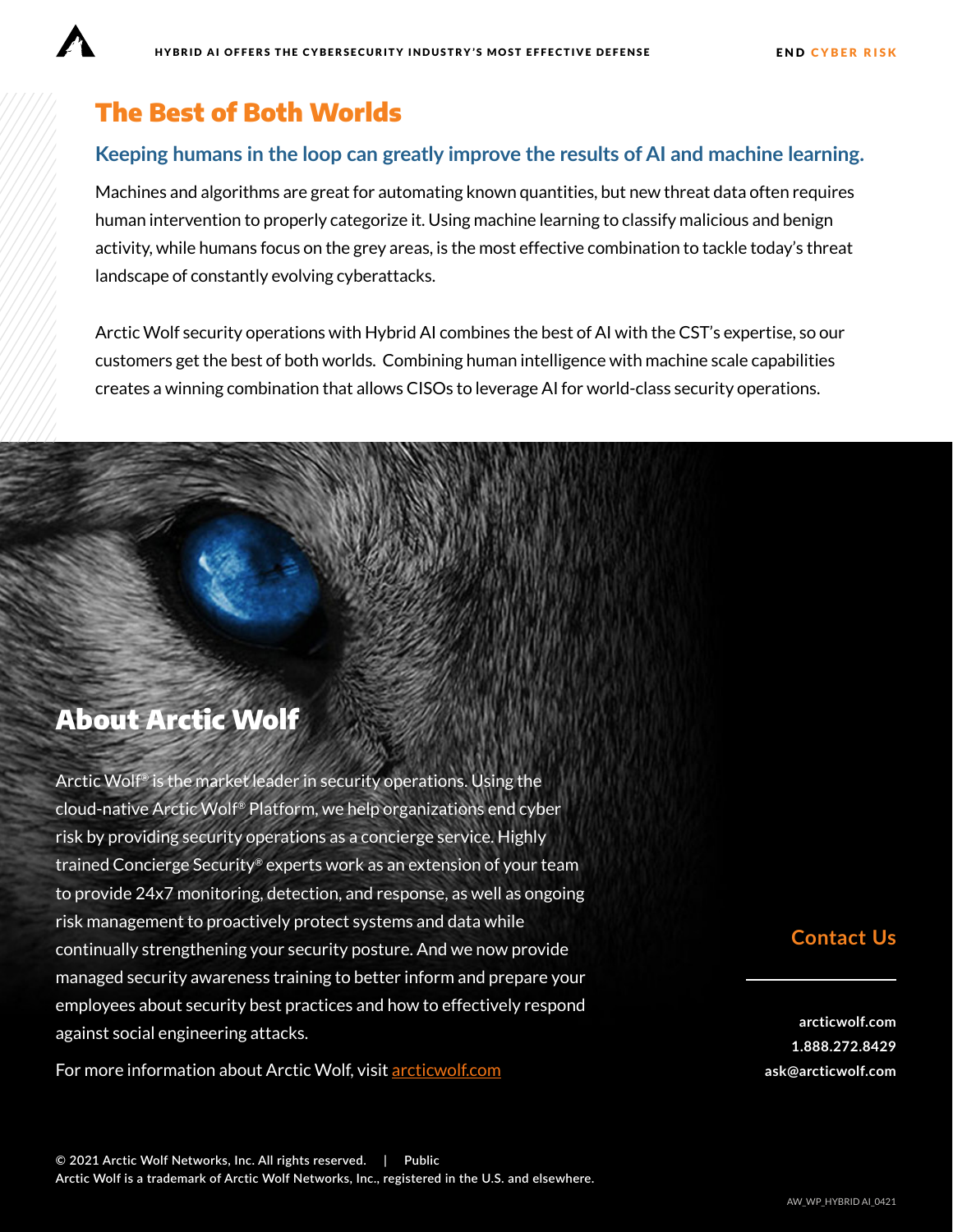## The Best of Both Worlds

### Keeping humans in the loop can greatly improve the results of AI and machine learning.

Machines and algorithms are great for automating known quantities, but new threat data often requires human intervention to properly categorize it. Using machine learning to classify malicious and benign activity, while humans focus on the grey areas, is the most effective combination to tackle today's threat landscape of constantly evolving cyberattacks.

Arctic Wolf security operations with Hybrid AI combines the best of AI with the CST's expertise, so our customers get the best of both worlds. Combining human intelligence with machine scale capabilities creates a winning combination that allows CISOs to leverage AI for world-class security operations.

## About Arctic Wolf

Arctic Wolf® is the market leader in security operations. Using the cloud-native Arctic Wolf® Platform, we help organizations end cyber risk by providing security operations as a concierge service. Highly trained Concierge Security® experts work as an extension of your team to provide 24x7 monitoring, detection, and response, as well as ongoing risk management to proactively protect systems and data while continually strengthening your security posture. And we now provide managed security awareness training to better inform and prepare your employees about security best practices and how to effectively respond against social engineering attacks.

For more information about Arctic Wolf, visit arcticwolf.com

### Contact Us

**arcticwolf.com**
**1.888.272.8429**
**ask@arcticwolf.com**

© 2021 Arctic Wolf Networks, Inc. All rights reserved. | Public
Arctic Wolf is a trademark of Arctic Wolf Networks, Inc., registered in the U.S. and elsewhere.

AW_WP_HYBRID AI_0421